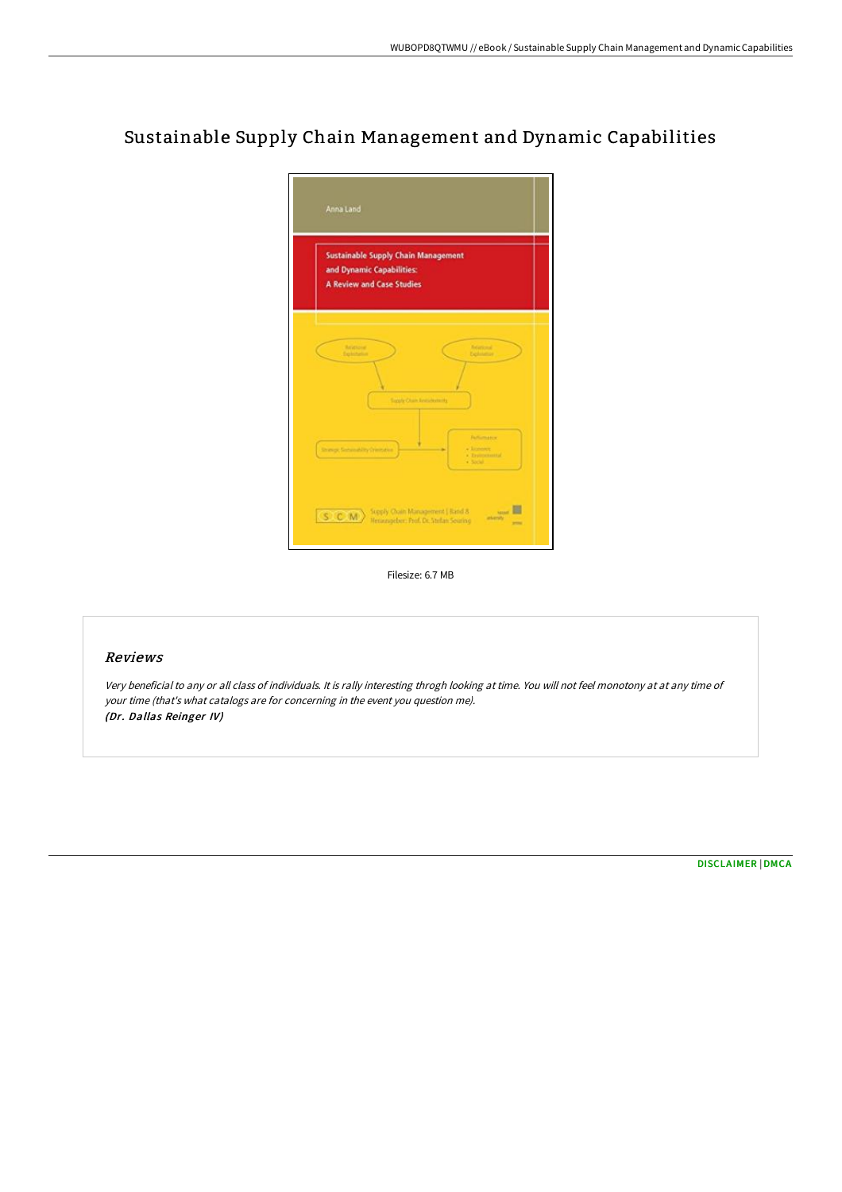# Sustainable Supply Chain Management and Dynamic Capabilities

Filesize: 6.7 MB

## *Reviews*

*Very beneficial to any or all class of individuals. It is rally interesting throgh looking at time. You will not feel monotony at at any time of your time (that's what catalogs are for concerning in the event you question me).*
***(Dr. Dallas Reinger IV)***

DISCLAIMER | DMCA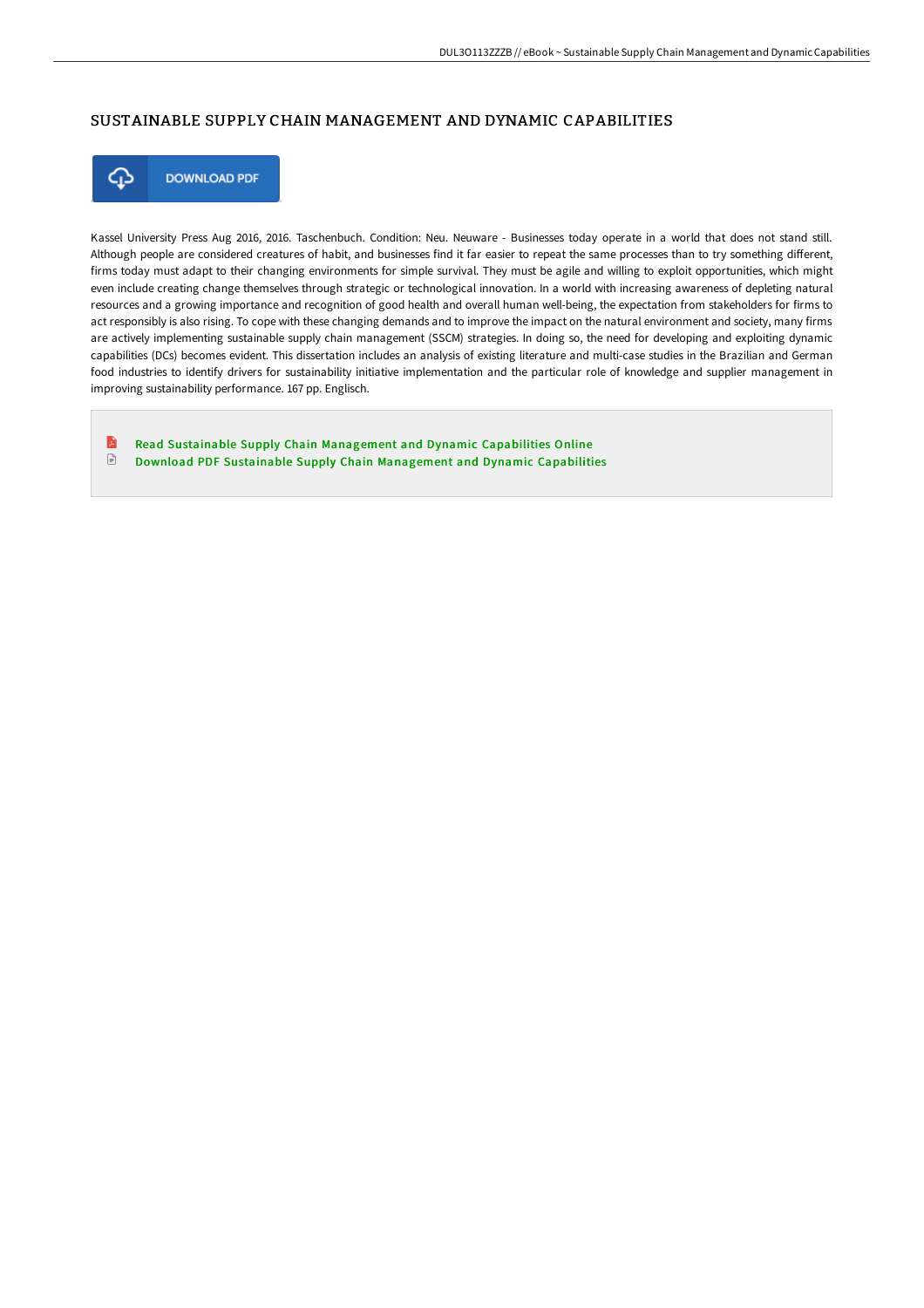# SUSTAINABLE SUPPLY CHAIN MANAGEMENT AND DYNAMIC CAPABILITIES

DOWNLOAD PDF

Kassel University Press Aug 2016, 2016. Taschenbuch. Condition: Neu. Neuware - Businesses today operate in a world that does not stand still. Although people are considered creatures of habit, and businesses find it far easier to repeat the same processes than to try something different, firms today must adapt to their changing environments for simple survival. They must be agile and willing to exploit opportunities, which might even include creating change themselves through strategic or technological innovation. In a world with increasing awareness of depleting natural resources and a growing importance and recognition of good health and overall human well-being, the expectation from stakeholders for firms to act responsibly is also rising. To cope with these changing demands and to improve the impact on the natural environment and society, many firms are actively implementing sustainable supply chain management (SSCM) strategies. In doing so, the need for developing and exploiting dynamic capabilities (DCs) becomes evident. This dissertation includes an analysis of existing literature and multi-case studies in the Brazilian and German food industries to identify drivers for sustainability initiative implementation and the particular role of knowledge and supplier management in improving sustainability performance. 167 pp. Englisch.

- Read Sustainable Supply Chain Management and Dynamic Capabilities Online
- Download PDF Sustainable Supply Chain Management and Dynamic Capabilities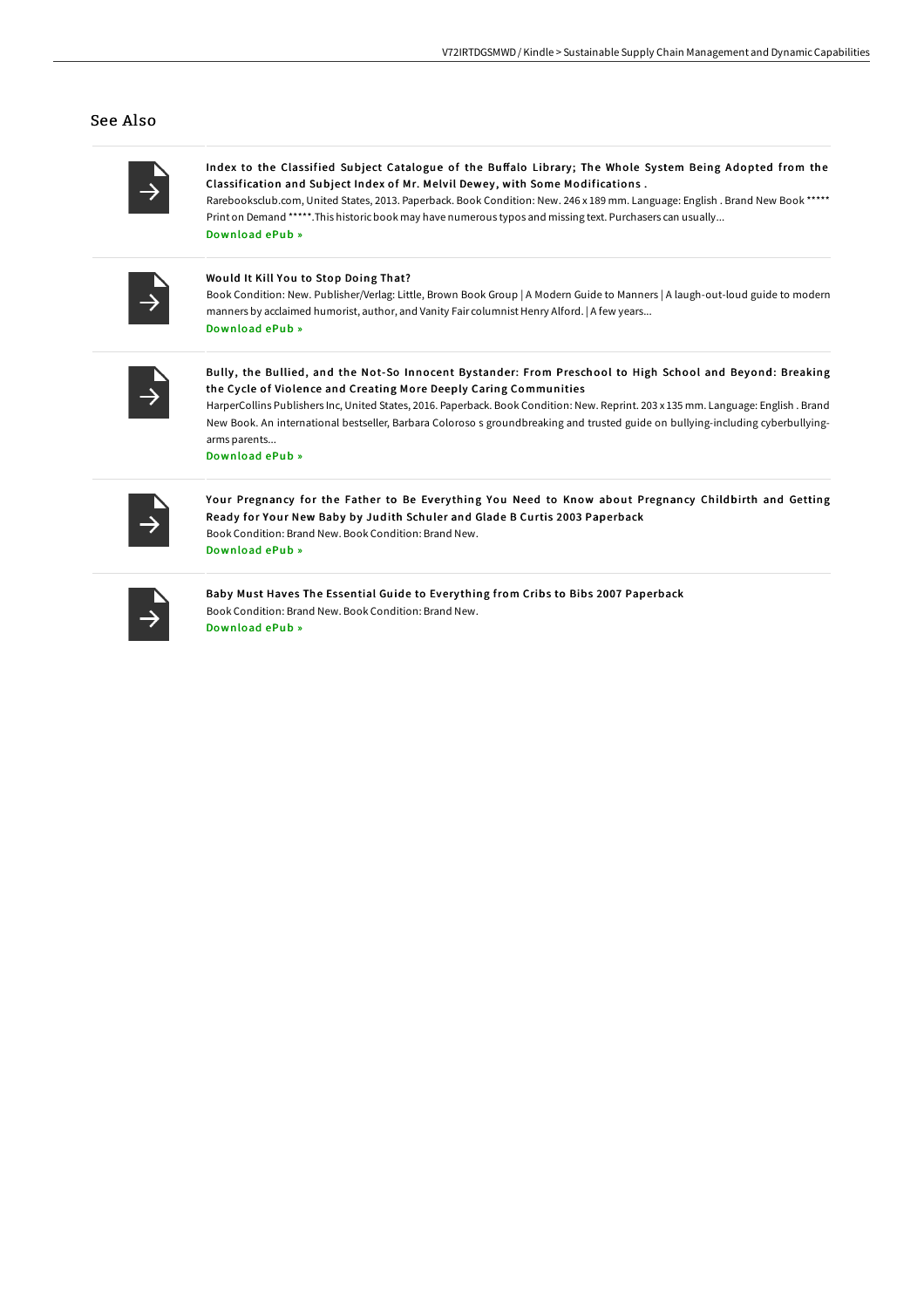## See Also

**Index to the Classified Subject Catalogue of the Buffalo Library; The Whole System Being Adopted from the Classification and Subject Index of Mr. Melvil Dewey, with Some Modifications .**

Rarebooksclub.com, United States, 2013. Paperback. Book Condition: New. 246 x 189 mm. Language: English . Brand New Book ***** Print on Demand *****.This historic book may have numerous typos and missing text. Purchasers can usually...

Download ePub »

**Would It Kill You to Stop Doing That?**

Book Condition: New. Publisher/Verlag: Little, Brown Book Group | A Modern Guide to Manners | A laugh-out-loud guide to modern manners by acclaimed humorist, author, and Vanity Fair columnist Henry Alford. | A few years...

Download ePub »

**Bully, the Bullied, and the Not-So Innocent Bystander: From Preschool to High School and Beyond: Breaking the Cycle of Violence and Creating More Deeply Caring Communities**

HarperCollins Publishers Inc, United States, 2016. Paperback. Book Condition: New. Reprint. 203 x 135 mm. Language: English . Brand New Book. An international bestseller, Barbara Coloroso s groundbreaking and trusted guide on bullying-including cyberbullying-arms parents...

Download ePub »

**Your Pregnancy for the Father to Be Everything You Need to Know about Pregnancy Childbirth and Getting Ready for Your New Baby by Judith Schuler and Glade B Curtis 2003 Paperback**

Book Condition: Brand New. Book Condition: Brand New.

Download ePub »

**Baby Must Haves The Essential Guide to Everything from Cribs to Bibs 2007 Paperback**

Book Condition: Brand New. Book Condition: Brand New.

Download ePub »